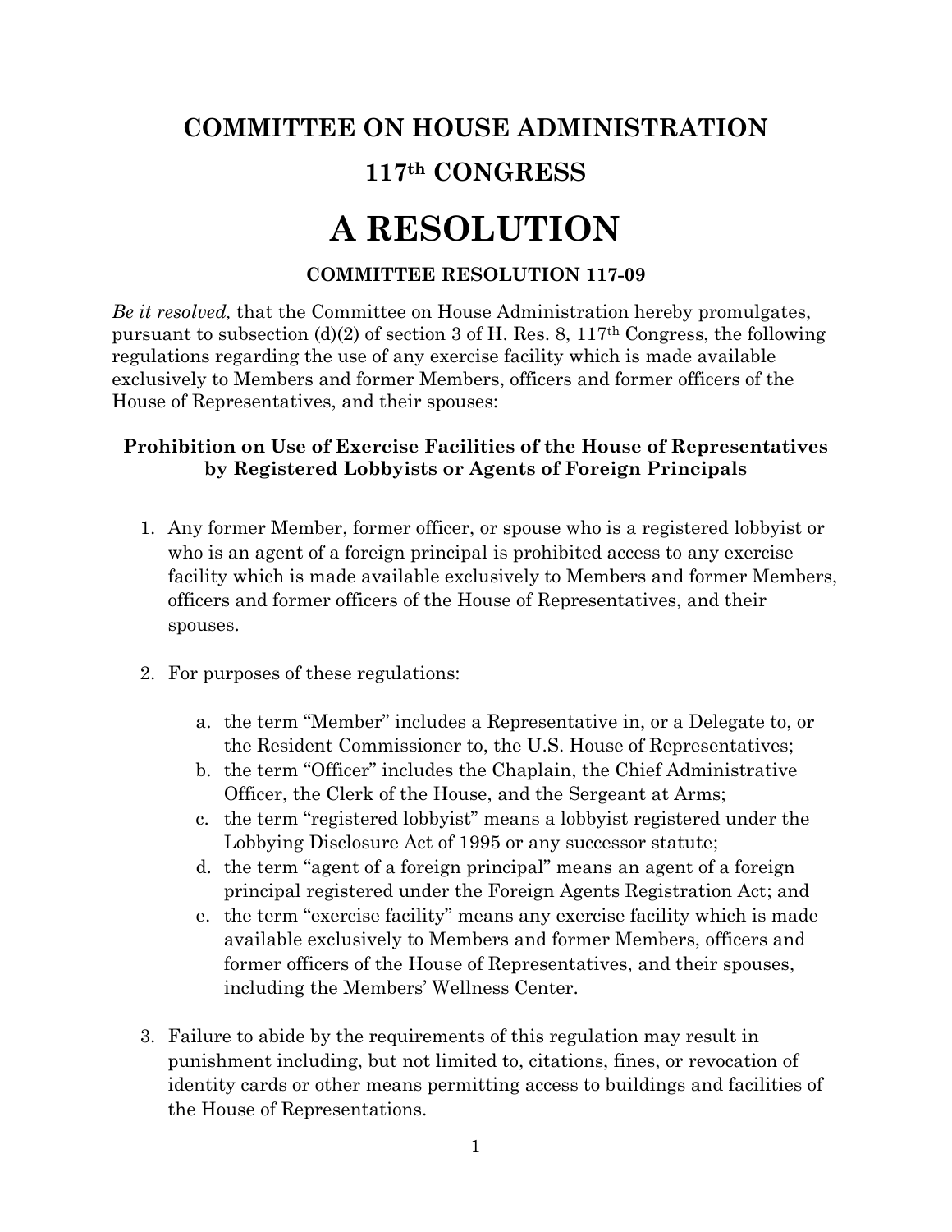# COMMITTEE ON HOUSE ADMINISTRATION

## 117th CONGRESS

# A RESOLUTION

### COMMITTEE RESOLUTION 117-09

*Be it resolved,* that the Committee on House Administration hereby promulgates, pursuant to subsection (d)(2) of section 3 of H. Res. 8, 117th Congress, the following regulations regarding the use of any exercise facility which is made available exclusively to Members and former Members, officers and former officers of the House of Representatives, and their spouses:

### Prohibition on Use of Exercise Facilities of the House of Representatives by Registered Lobbyists or Agents of Foreign Principals

1. Any former Member, former officer, or spouse who is a registered lobbyist or who is an agent of a foreign principal is prohibited access to any exercise facility which is made available exclusively to Members and former Members, officers and former officers of the House of Representatives, and their spouses.

2. For purposes of these regulations:

   a. the term "Member" includes a Representative in, or a Delegate to, or the Resident Commissioner to, the U.S. House of Representatives;
   b. the term "Officer" includes the Chaplain, the Chief Administrative Officer, the Clerk of the House, and the Sergeant at Arms;
   c. the term "registered lobbyist" means a lobbyist registered under the Lobbying Disclosure Act of 1995 or any successor statute;
   d. the term "agent of a foreign principal" means an agent of a foreign principal registered under the Foreign Agents Registration Act; and
   e. the term "exercise facility" means any exercise facility which is made available exclusively to Members and former Members, officers and former officers of the House of Representatives, and their spouses, including the Members' Wellness Center.

3. Failure to abide by the requirements of this regulation may result in punishment including, but not limited to, citations, fines, or revocation of identity cards or other means permitting access to buildings and facilities of the House of Representations.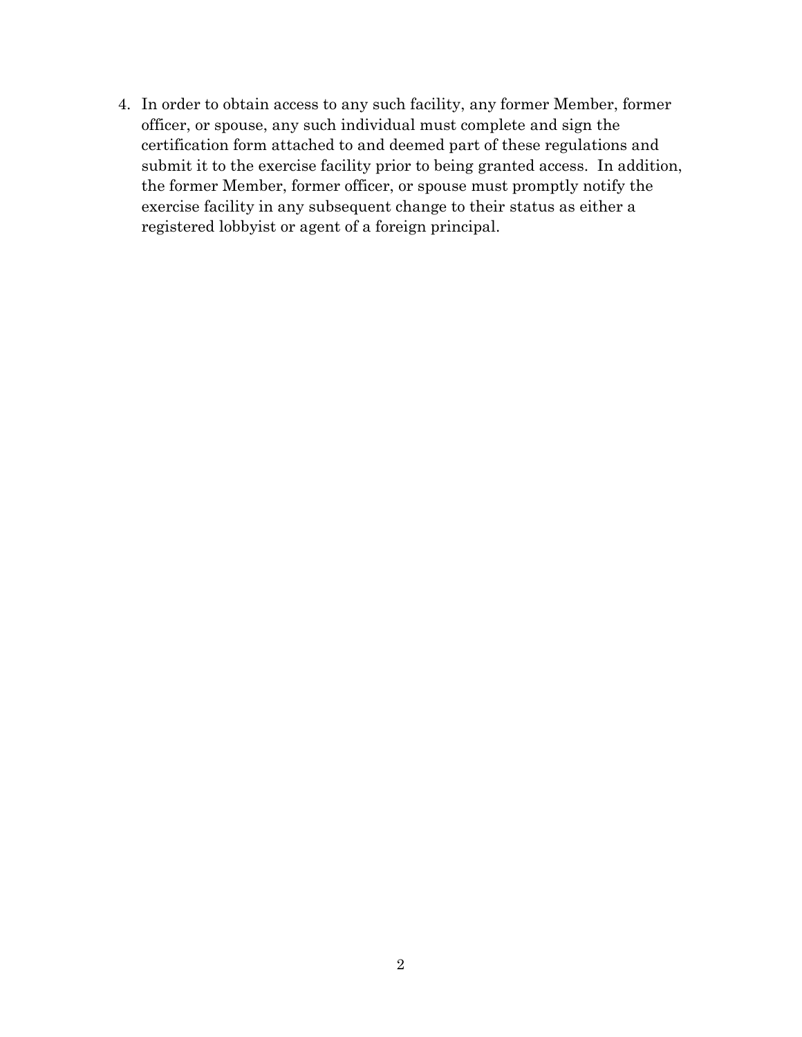4. In order to obtain access to any such facility, any former Member, former officer, or spouse, any such individual must complete and sign the certification form attached to and deemed part of these regulations and submit it to the exercise facility prior to being granted access. In addition, the former Member, former officer, or spouse must promptly notify the exercise facility in any subsequent change to their status as either a registered lobbyist or agent of a foreign principal.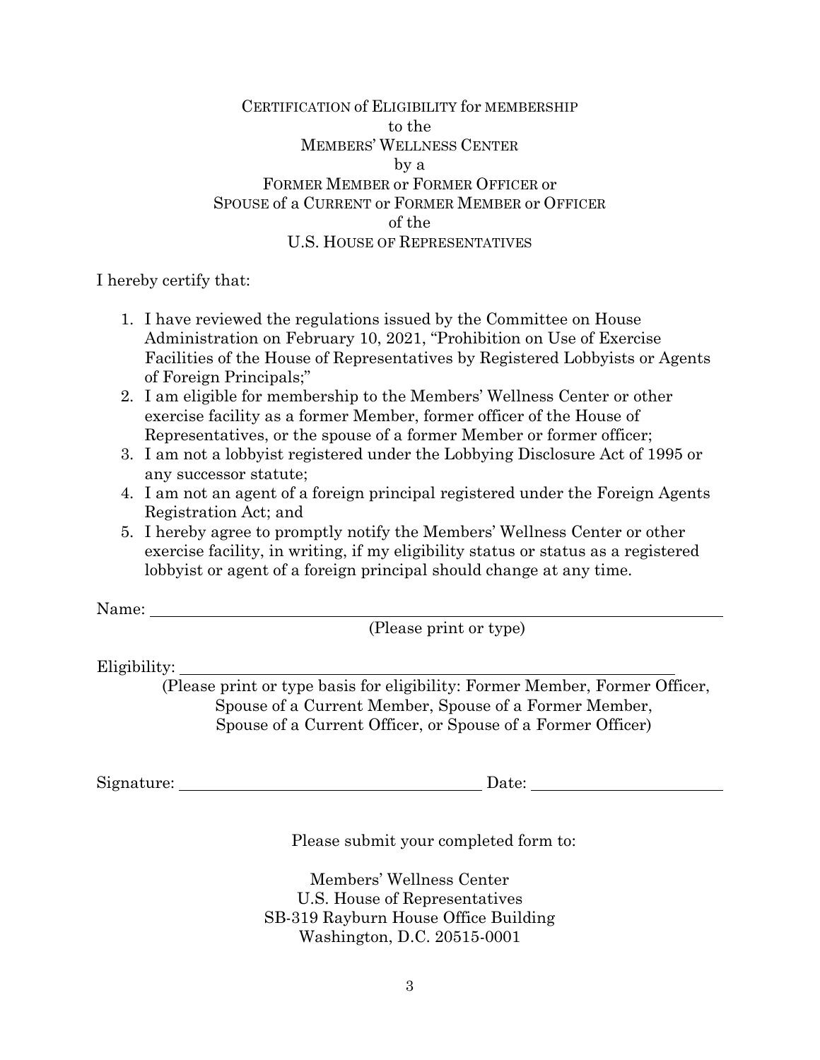# Certification of Eligibility for membership
# to the
# Members' Wellness Center
# by a
# Former Member or Former Officer or
# Spouse of a Current or Former Member or Officer
# of the
# U.S. House of Representatives

I hereby certify that:

1. I have reviewed the regulations issued by the Committee on House Administration on February 10, 2021, "Prohibition on Use of Exercise Facilities of the House of Representatives by Registered Lobbyists or Agents of Foreign Principals;"
2. I am eligible for membership to the Members' Wellness Center or other exercise facility as a former Member, former officer of the House of Representatives, or the spouse of a former Member or former officer;
3. I am not a lobbyist registered under the Lobbying Disclosure Act of 1995 or any successor statute;
4. I am not an agent of a foreign principal registered under the Foreign Agents Registration Act; and
5. I hereby agree to promptly notify the Members' Wellness Center or other exercise facility, in writing, if my eligibility status or status as a registered lobbyist or agent of a foreign principal should change at any time.

Name: ______________________________________________

(Please print or type)

Eligibility: ______________________________________________

(Please print or type basis for eligibility: Former Member, Former Officer, Spouse of a Current Member, Spouse of a Former Member, Spouse of a Current Officer, or Spouse of a Former Officer)

Signature: ___________________________ Date: ________________

Please submit your completed form to:

Members' Wellness Center
U.S. House of Representatives
SB-319 Rayburn House Office Building
Washington, D.C. 20515-0001